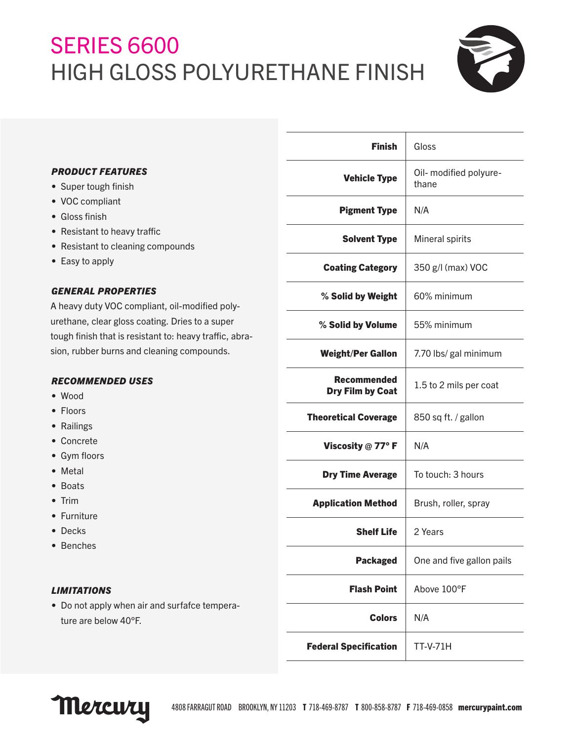# SERIES 6600
# HIGH GLOSS POLYURETHANE FINISH

***PRODUCT FEATURES***

- Super tough finish
- VOC compliant
- Gloss finish
- Resistant to heavy traffic
- Resistant to cleaning compounds
- Easy to apply

***GENERAL PROPERTIES***

A heavy duty VOC compliant, oil-modified polyurethane, clear gloss coating. Dries to a super tough finish that is resistant to: heavy traffic, abrasion, rubber burns and cleaning compounds.

***RECOMMENDED USES***

- Wood
- Floors
- Railings
- Concrete
- Gym floors
- Metal
- Boats
- Trim
- Furniture
- Decks
- Benches

***LIMITATIONS***

- Do not apply when air and surfafce temperature are below 40°F.

| | |
|---|---|
| **Finish** | Gloss |
| **Vehicle Type** | Oil- modified polyurethane |
| **Pigment Type** | N/A |
| **Solvent Type** | Mineral spirits |
| **Coating Category** | 350 g/l (max) VOC |
| **% Solid by Weight** | 60% minimum |
| **% Solid by Volume** | 55% minimum |
| **Weight/Per Gallon** | 7.70 lbs/ gal minimum |
| **Recommended Dry Film by Coat** | 1.5 to 2 mils per coat |
| **Theoretical Coverage** | 850 sq ft. / gallon |
| **Viscosity @ 77° F** | N/A |
| **Dry Time Average** | To touch: 3 hours |
| **Application Method** | Brush, roller, spray |
| **Shelf Life** | 2 Years |
| **Packaged** | One and five gallon pails |
| **Flash Point** | Above 100°F |
| **Colors** | N/A |
| **Federal Specification** | TT-V-71H |

Mercury 4808 FARRAGUT ROAD BROOKLYN, NY 11203 **T** 718-469-8787 **T** 800-858-8787 **F** 718-469-0858 **mercurypaint.com**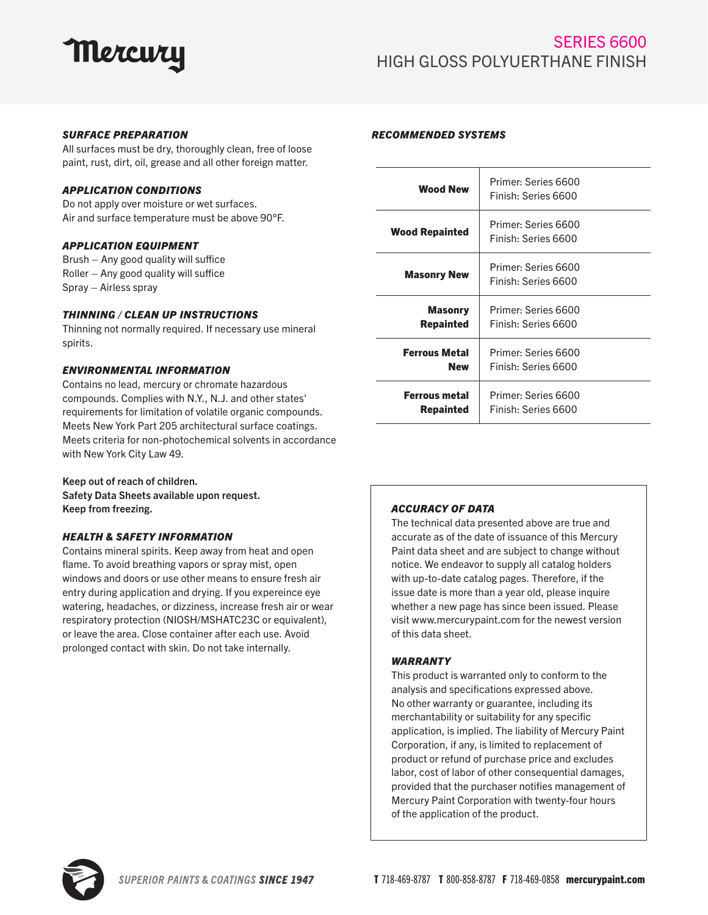Mercury

# SERIES 6600
## HIGH GLOSS POLYUERTHANE FINISH

### *SURFACE PREPARATION*
All surfaces must be dry, thoroughly clean, free of loose paint, rust, dirt, oil, grease and all other foreign matter.

### *APPLICATION CONDITIONS*
Do not apply over moisture or wet surfaces.
Air and surface temperature must be above 90°F.

### *APPLICATION EQUIPMENT*
Brush – Any good quality will suffice
Roller – Any good quality will suffice
Spray – Airless spray

### *THINNING / CLEAN UP INSTRUCTIONS*
Thinning not normally required. If necessary use mineral spirits.

### *ENVIRONMENTAL INFORMATION*
Contains no lead, mercury or chromate hazardous compounds. Complies with N.Y., N.J. and other states' requirements for limitation of volatile organic compounds. Meets New York Part 205 architectural surface coatings. Meets criteria for non-photochemical solvents in accordance with New York City Law 49.

**Keep out of reach of children.**
**Safety Data Sheets available upon request.**
**Keep from freezing.**

### *HEALTH & SAFETY INFORMATION*
Contains mineral spirits. Keep away from heat and open flame. To avoid breathing vapors or spray mist, open windows and doors or use other means to ensure fresh air entry during application and drying. If you expereince eye watering, headaches, or dizziness, increase fresh air or wear respiratory protection (NIOSH/MSHATC23C or equivalent), or leave the area. Close container after each use. Avoid prolonged contact with skin. Do not take internally.

### *RECOMMENDED SYSTEMS*

| | |
|---|---|
| **Wood New** | Primer: Series 6600<br>Finish: Series 6600 |
| **Wood Repainted** | Primer: Series 6600<br>Finish: Series 6600 |
| **Masonry New** | Primer: Series 6600<br>Finish: Series 6600 |
| **Masonry Repainted** | Primer: Series 6600<br>Finish: Series 6600 |
| **Ferrous Metal New** | Primer: Series 6600<br>Finish: Series 6600 |
| **Ferrous metal Repainted** | Primer: Series 6600<br>Finish: Series 6600 |

### *ACCURACY OF DATA*
The technical data presented above are true and accurate as of the date of issuance of this Mercury Paint data sheet and are subject to change without notice. We endeavor to supply all catalog holders with up-to-date catalog pages. Therefore, if the issue date is more than a year old, please inquire whether a new page has since been issued. Please visit www.mercurypaint.com for the newest version of this data sheet.

### *WARRANTY*
This product is warranted only to conform to the analysis and specifications expressed above. No other warranty or guarantee, including its merchantability or suitability for any specific application, is implied. The liability of Mercury Paint Corporation, if any, is limited to replacement of product or refund of purchase price and excludes labor, cost of labor of other consequential damages, provided that the purchaser notifies management of Mercury Paint Corporation with twenty-four hours of the application of the product.

*SUPERIOR PAINTS & COATINGS* ***SINCE 1947***

**T** 718-469-8787 **T** 800-858-8787 **F** 718-469-0858 **mercurypaint.com**